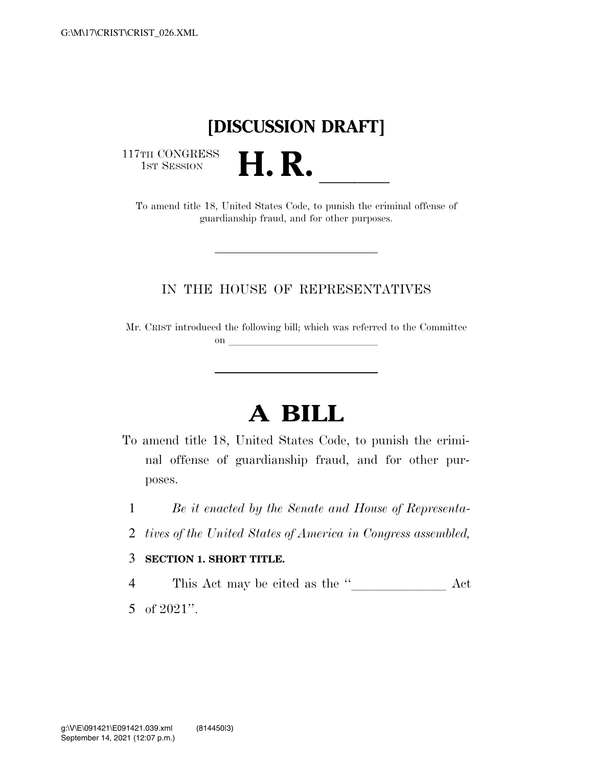# [DISCUSSION DRAFT]

117TH CONGRESS
1ST SESSION

# H. R. ______

To amend title 18, United States Code, to punish the criminal offense of guardianship fraud, and for other purposes.

---

IN THE HOUSE OF REPRESENTATIVES

Mr. CRIST introduced the following bill; which was referred to the Committee on ______________________________

---

# A BILL

To amend title 18, United States Code, to punish the criminal offense of guardianship fraud, and for other purposes.

1 *Be it enacted by the Senate and House of Representa-*
2 *tives of the United States of America in Congress assembled,*

3 **SECTION 1. SHORT TITLE.**

4 This Act may be cited as the "______________ Act
5 of 2021".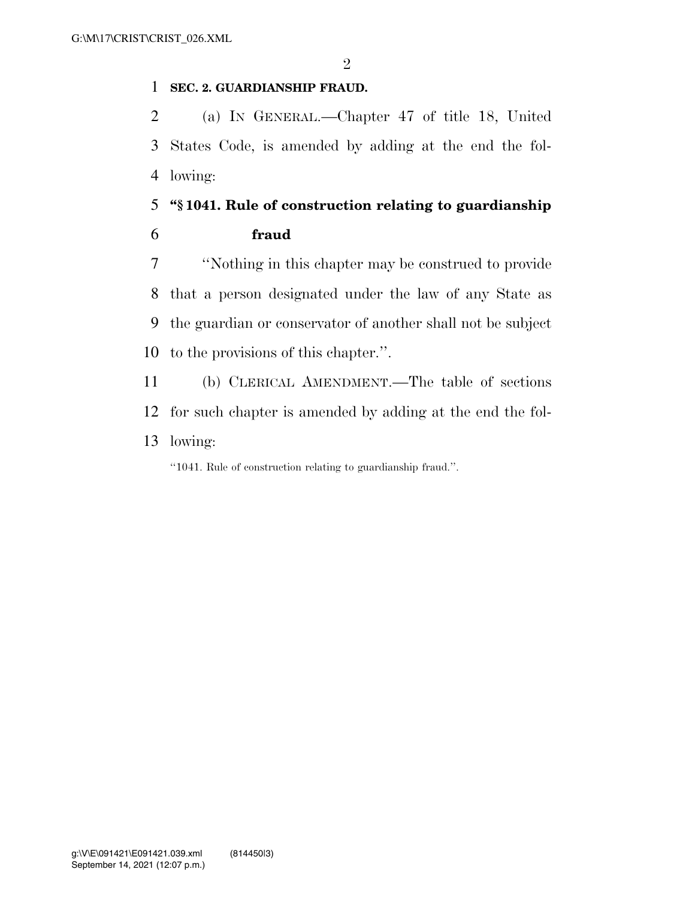**SEC. 2. GUARDIANSHIP FRAUD.**

(a) IN GENERAL.—Chapter 47 of title 18, United States Code, is amended by adding at the end the following:

**"§ 1041. Rule of construction relating to guardianship fraud**

"Nothing in this chapter may be construed to provide that a person designated under the law of any State as the guardian or conservator of another shall not be subject to the provisions of this chapter.".

(b) CLERICAL AMENDMENT.—The table of sections for such chapter is amended by adding at the end the following:

"1041. Rule of construction relating to guardianship fraud.".